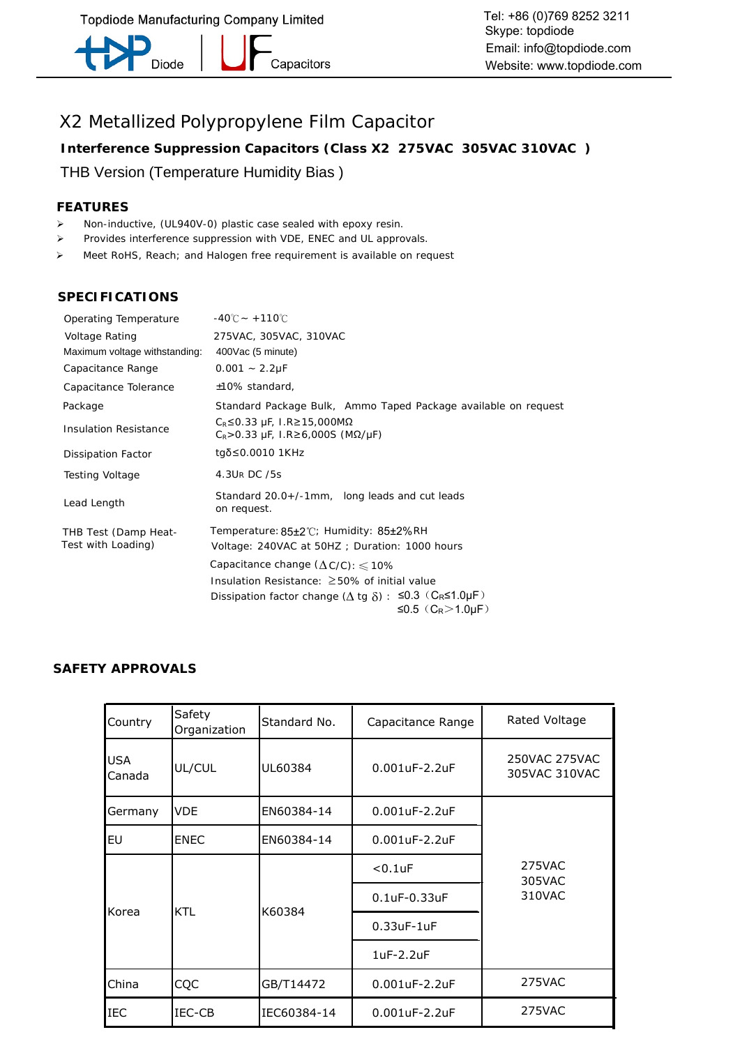# X2 Metallized Polypropylene Film Capacitor

**Interference Suppression Capacitors (Class X2 275VAC 305VAC 310VAC )**

THB Version (Temperature Humidity Bias )

## FEATURES

- Non-inductive, (UL940V-0) plastic case sealed with epoxy resin.
- Provides interference suppression with VDE, ENEC and UL approvals.
- Meet RoHS, Reach; and Halogen free requirement is available on request

## SPECIFICATIONS

| | |
|---|---|
| Operating Temperature | -40℃~ +110℃ |
| Voltage Rating | 275VAC, 305VAC, 310VAC |
| Maximum voltage withstanding: | 400Vac (5 minute) |
| Capacitance Range | 0.001 ~ 2.2μF |
| Capacitance Tolerance | ±10% standard, |
| Package | Standard Package Bulk, Ammo Taped Package available on request |
| Insulation Resistance | $C_R$≤0.33 μF, I.R≥15,000MΩ<br>$C_R$>0.33 μF, I.R≥6,000S (MΩ/μF) |
| Dissipation Factor | tgδ≤0.0010 1KHz |
| Testing Voltage | 4.3$U_R$ DC /5s |
| Lead Length | Standard 20.0+/-1mm, long leads and cut leads on request. |
| THB Test (Damp Heat-Test with Loading) | Temperature: 85±2℃; Humidity: 85±2%RH<br>Voltage: 240VAC at 50HZ ; Duration: 1000 hours<br>Capacitance change (ΔC/C): ≤10%<br>Insulation Resistance: ≥50% of initial value<br>Dissipation factor change (Δ tg δ) : ≤0.3 ($C_R$≤1.0μF)<br>≤0.5 ($C_R$>1.0μF) |

## SAFETY APPROVALS

| Country | Safety Organization | Standard No. | Capacitance Range | Rated Voltage |
|---|---|---|---|---|
| USA Canada | UL/CUL | UL60384 | 0.001uF-2.2uF | 250VAC 275VAC 305VAC 310VAC |
| Germany | VDE | EN60384-14 | 0.001uF-2.2uF | 275VAC 305VAC 310VAC |
| EU | ENEC | EN60384-14 | 0.001uF-2.2uF | |
| Korea | KTL | K60384 | <0.1uF | |
| | | | 0.1uF-0.33uF | |
| | | | 0.33uF-1uF | |
| | | | 1uF-2.2uF | |
| China | CQC | GB/T14472 | 0.001uF-2.2uF | 275VAC |
| IEC | IEC-CB | IEC60384-14 | 0.001uF-2.2uF | 275VAC |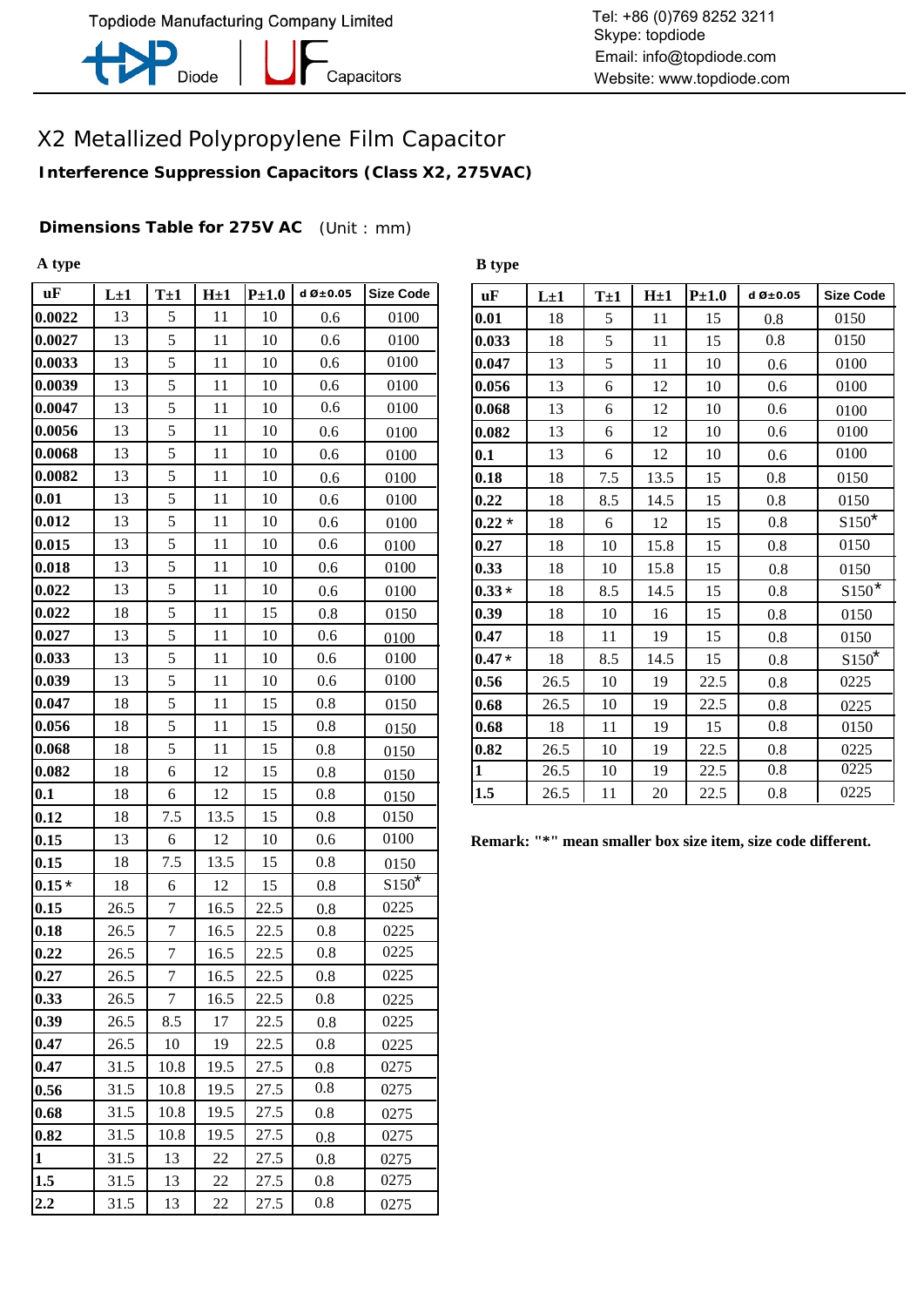# X2 Metallized Polypropylene Film Capacitor

**Interference Suppression Capacitors (Class X2, 275VAC)**

**Dimensions Table for 275V AC** (Unit : mm)

**A type**

| uF | L±1 | T±1 | H±1 | P±1.0 | d Ø±0.05 | Size Code |
|---|---|---|---|---|---|---|
| **0.0022** | 13 | 5 | 11 | 10 | 0.6 | 0100 |
| **0.0027** | 13 | 5 | 11 | 10 | 0.6 | 0100 |
| **0.0033** | 13 | 5 | 11 | 10 | 0.6 | 0100 |
| **0.0039** | 13 | 5 | 11 | 10 | 0.6 | 0100 |
| **0.0047** | 13 | 5 | 11 | 10 | 0.6 | 0100 |
| **0.0056** | 13 | 5 | 11 | 10 | 0.6 | 0100 |
| **0.0068** | 13 | 5 | 11 | 10 | 0.6 | 0100 |
| **0.0082** | 13 | 5 | 11 | 10 | 0.6 | 0100 |
| **0.01** | 13 | 5 | 11 | 10 | 0.6 | 0100 |
| **0.012** | 13 | 5 | 11 | 10 | 0.6 | 0100 |
| **0.015** | 13 | 5 | 11 | 10 | 0.6 | 0100 |
| **0.018** | 13 | 5 | 11 | 10 | 0.6 | 0100 |
| **0.022** | 13 | 5 | 11 | 10 | 0.6 | 0100 |
| **0.022** | 18 | 5 | 11 | 15 | 0.8 | 0150 |
| **0.027** | 13 | 5 | 11 | 10 | 0.6 | 0100 |
| **0.033** | 13 | 5 | 11 | 10 | 0.6 | 0100 |
| **0.039** | 13 | 5 | 11 | 10 | 0.6 | 0100 |
| **0.047** | 18 | 5 | 11 | 15 | 0.8 | 0150 |
| **0.056** | 18 | 5 | 11 | 15 | 0.8 | 0150 |
| **0.068** | 18 | 5 | 11 | 15 | 0.8 | 0150 |
| **0.082** | 18 | 6 | 12 | 15 | 0.8 | 0150 |
| **0.1** | 18 | 6 | 12 | 15 | 0.8 | 0150 |
| **0.12** | 18 | 7.5 | 13.5 | 15 | 0.8 | 0150 |
| **0.15** | 13 | 6 | 12 | 10 | 0.6 | 0100 |
| **0.15** | 18 | 7.5 | 13.5 | 15 | 0.8 | 0150 |
| **0.15** * | 18 | 6 | 12 | 15 | 0.8 | S150* |
| **0.15** | 26.5 | 7 | 16.5 | 22.5 | 0.8 | 0225 |
| **0.18** | 26.5 | 7 | 16.5 | 22.5 | 0.8 | 0225 |
| **0.22** | 26.5 | 7 | 16.5 | 22.5 | 0.8 | 0225 |
| **0.27** | 26.5 | 7 | 16.5 | 22.5 | 0.8 | 0225 |
| **0.33** | 26.5 | 7 | 16.5 | 22.5 | 0.8 | 0225 |
| **0.39** | 26.5 | 8.5 | 17 | 22.5 | 0.8 | 0225 |
| **0.47** | 26.5 | 10 | 19 | 22.5 | 0.8 | 0225 |
| **0.47** | 31.5 | 10.8 | 19.5 | 27.5 | 0.8 | 0275 |
| **0.56** | 31.5 | 10.8 | 19.5 | 27.5 | 0.8 | 0275 |
| **0.68** | 31.5 | 10.8 | 19.5 | 27.5 | 0.8 | 0275 |
| **0.82** | 31.5 | 10.8 | 19.5 | 27.5 | 0.8 | 0275 |
| **1** | 31.5 | 13 | 22 | 27.5 | 0.8 | 0275 |
| **1.5** | 31.5 | 13 | 22 | 27.5 | 0.8 | 0275 |
| **2.2** | 31.5 | 13 | 22 | 27.5 | 0.8 | 0275 |

**B type**

| uF | L±1 | T±1 | H±1 | P±1.0 | d Ø±0.05 | Size Code |
|---|---|---|---|---|---|---|
| **0.01** | 18 | 5 | 11 | 15 | 0.8 | 0150 |
| **0.033** | 18 | 5 | 11 | 15 | 0.8 | 0150 |
| **0.047** | 13 | 5 | 11 | 10 | 0.6 | 0100 |
| **0.056** | 13 | 6 | 12 | 10 | 0.6 | 0100 |
| **0.068** | 13 | 6 | 12 | 10 | 0.6 | 0100 |
| **0.082** | 13 | 6 | 12 | 10 | 0.6 | 0100 |
| **0.1** | 13 | 6 | 12 | 10 | 0.6 | 0100 |
| **0.18** | 18 | 7.5 | 13.5 | 15 | 0.8 | 0150 |
| **0.22** | 18 | 8.5 | 14.5 | 15 | 0.8 | 0150 |
| **0.22** * | 18 | 6 | 12 | 15 | 0.8 | S150* |
| **0.27** | 18 | 10 | 15.8 | 15 | 0.8 | 0150 |
| **0.33** | 18 | 10 | 15.8 | 15 | 0.8 | 0150 |
| **0.33** * | 18 | 8.5 | 14.5 | 15 | 0.8 | S150* |
| **0.39** | 18 | 10 | 16 | 15 | 0.8 | 0150 |
| **0.47** | 18 | 11 | 19 | 15 | 0.8 | 0150 |
| **0.47** * | 18 | 8.5 | 14.5 | 15 | 0.8 | S150* |
| **0.56** | 26.5 | 10 | 19 | 22.5 | 0.8 | 0225 |
| **0.68** | 26.5 | 10 | 19 | 22.5 | 0.8 | 0225 |
| **0.68** | 18 | 11 | 19 | 15 | 0.8 | 0150 |
| **0.82** | 26.5 | 10 | 19 | 22.5 | 0.8 | 0225 |
| **1** | 26.5 | 10 | 19 | 22.5 | 0.8 | 0225 |
| **1.5** | 26.5 | 11 | 20 | 22.5 | 0.8 | 0225 |

**Remark: "*" mean smaller box size item, size code different.**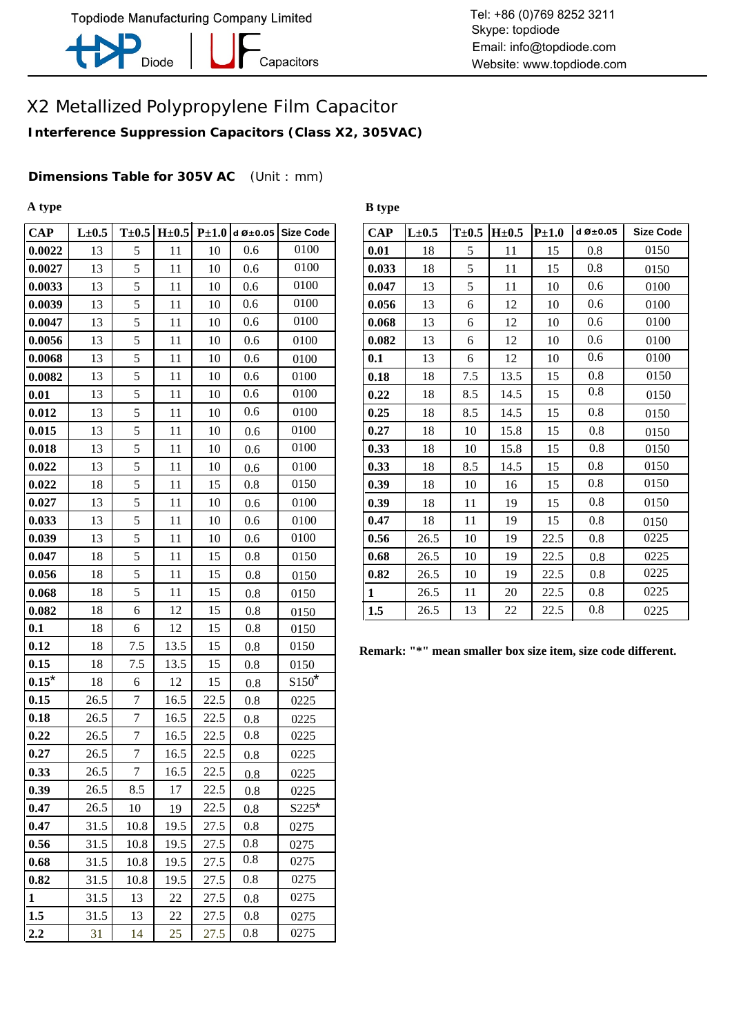# X2 Metallized Polypropylene Film Capacitor

**Interference Suppression Capacitors (Class X2, 305VAC)**

**Dimensions Table for 305V AC** (Unit：mm)

**A type**

| CAP | L±0.5 | T±0.5 | H±0.5 | P±1.0 | d Ø±0.05 | Size Code |
|---|---|---|---|---|---|---|
| 0.0022 | 13 | 5 | 11 | 10 | 0.6 | 0100 |
| 0.0027 | 13 | 5 | 11 | 10 | 0.6 | 0100 |
| 0.0033 | 13 | 5 | 11 | 10 | 0.6 | 0100 |
| 0.0039 | 13 | 5 | 11 | 10 | 0.6 | 0100 |
| 0.0047 | 13 | 5 | 11 | 10 | 0.6 | 0100 |
| 0.0056 | 13 | 5 | 11 | 10 | 0.6 | 0100 |
| 0.0068 | 13 | 5 | 11 | 10 | 0.6 | 0100 |
| 0.0082 | 13 | 5 | 11 | 10 | 0.6 | 0100 |
| 0.01 | 13 | 5 | 11 | 10 | 0.6 | 0100 |
| 0.012 | 13 | 5 | 11 | 10 | 0.6 | 0100 |
| 0.015 | 13 | 5 | 11 | 10 | 0.6 | 0100 |
| 0.018 | 13 | 5 | 11 | 10 | 0.6 | 0100 |
| 0.022 | 13 | 5 | 11 | 10 | 0.6 | 0100 |
| 0.022 | 18 | 5 | 11 | 15 | 0.8 | 0150 |
| 0.027 | 13 | 5 | 11 | 10 | 0.6 | 0100 |
| 0.033 | 13 | 5 | 11 | 10 | 0.6 | 0100 |
| 0.039 | 13 | 5 | 11 | 10 | 0.6 | 0100 |
| 0.047 | 18 | 5 | 11 | 15 | 0.8 | 0150 |
| 0.056 | 18 | 5 | 11 | 15 | 0.8 | 0150 |
| 0.068 | 18 | 5 | 11 | 15 | 0.8 | 0150 |
| 0.082 | 18 | 6 | 12 | 15 | 0.8 | 0150 |
| 0.1 | 18 | 6 | 12 | 15 | 0.8 | 0150 |
| 0.12 | 18 | 7.5 | 13.5 | 15 | 0.8 | 0150 |
| 0.15 | 18 | 7.5 | 13.5 | 15 | 0.8 | 0150 |
| 0.15* | 18 | 6 | 12 | 15 | 0.8 | S150* |
| 0.15 | 26.5 | 7 | 16.5 | 22.5 | 0.8 | 0225 |
| 0.18 | 26.5 | 7 | 16.5 | 22.5 | 0.8 | 0225 |
| 0.22 | 26.5 | 7 | 16.5 | 22.5 | 0.8 | 0225 |
| 0.27 | 26.5 | 7 | 16.5 | 22.5 | 0.8 | 0225 |
| 0.33 | 26.5 | 7 | 16.5 | 22.5 | 0.8 | 0225 |
| 0.39 | 26.5 | 8.5 | 17 | 22.5 | 0.8 | 0225 |
| 0.47 | 26.5 | 10 | 19 | 22.5 | 0.8 | S225* |
| 0.47 | 31.5 | 10.8 | 19.5 | 27.5 | 0.8 | 0275 |
| 0.56 | 31.5 | 10.8 | 19.5 | 27.5 | 0.8 | 0275 |
| 0.68 | 31.5 | 10.8 | 19.5 | 27.5 | 0.8 | 0275 |
| 0.82 | 31.5 | 10.8 | 19.5 | 27.5 | 0.8 | 0275 |
| 1 | 31.5 | 13 | 22 | 27.5 | 0.8 | 0275 |
| 1.5 | 31.5 | 13 | 22 | 27.5 | 0.8 | 0275 |
| 2.2 | 31 | 14 | 25 | 27.5 | 0.8 | 0275 |

**B type**

| CAP | L±0.5 | T±0.5 | H±0.5 | P±1.0 | d Ø±0.05 | Size Code |
|---|---|---|---|---|---|---|
| 0.01 | 18 | 5 | 11 | 15 | 0.8 | 0150 |
| 0.033 | 18 | 5 | 11 | 15 | 0.8 | 0150 |
| 0.047 | 13 | 5 | 11 | 10 | 0.6 | 0100 |
| 0.056 | 13 | 6 | 12 | 10 | 0.6 | 0100 |
| 0.068 | 13 | 6 | 12 | 10 | 0.6 | 0100 |
| 0.082 | 13 | 6 | 12 | 10 | 0.6 | 0100 |
| 0.1 | 13 | 6 | 12 | 10 | 0.6 | 0100 |
| 0.18 | 18 | 7.5 | 13.5 | 15 | 0.8 | 0150 |
| 0.22 | 18 | 8.5 | 14.5 | 15 | 0.8 | 0150 |
| 0.25 | 18 | 8.5 | 14.5 | 15 | 0.8 | 0150 |
| 0.27 | 18 | 10 | 15.8 | 15 | 0.8 | 0150 |
| 0.33 | 18 | 10 | 15.8 | 15 | 0.8 | 0150 |
| 0.33 | 18 | 8.5 | 14.5 | 15 | 0.8 | 0150 |
| 0.39 | 18 | 10 | 16 | 15 | 0.8 | 0150 |
| 0.39 | 18 | 11 | 19 | 15 | 0.8 | 0150 |
| 0.47 | 18 | 11 | 19 | 15 | 0.8 | 0150 |
| 0.56 | 26.5 | 10 | 19 | 22.5 | 0.8 | 0225 |
| 0.68 | 26.5 | 10 | 19 | 22.5 | 0.8 | 0225 |
| 0.82 | 26.5 | 10 | 19 | 22.5 | 0.8 | 0225 |
| 1 | 26.5 | 11 | 20 | 22.5 | 0.8 | 0225 |
| 1.5 | 26.5 | 13 | 22 | 22.5 | 0.8 | 0225 |

**Remark: "*" mean smaller box size item, size code different.**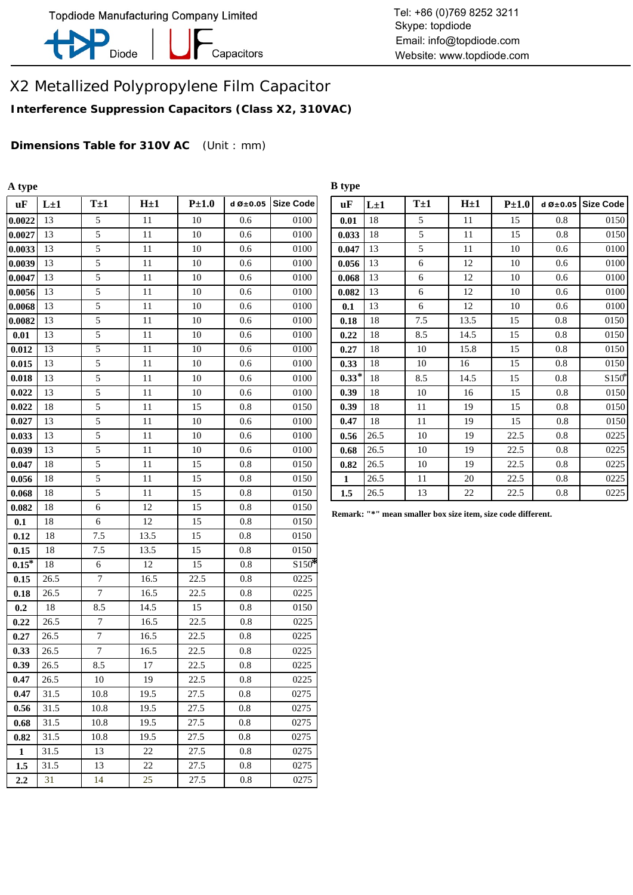Topdiode Manufacturing Company Limited

Diode | Capacitors

Tel: +86 (0)769 8252 3211
Skype: topdiode
Email: info@topdiode.com
Website: www.topdiode.com

# X2 Metallized Polypropylene Film Capacitor

**Interference Suppression Capacitors (Class X2, 310VAC)**

**Dimensions Table for 310V AC** (Unit：mm)

**A type**

| uF | L±1 | T±1 | H±1 | P±1.0 | d Ø±0.05 | Size Code |
|---|---|---|---|---|---|---|
| 0.0022 | 13 | 5 | 11 | 10 | 0.6 | 0100 |
| 0.0027 | 13 | 5 | 11 | 10 | 0.6 | 0100 |
| 0.0033 | 13 | 5 | 11 | 10 | 0.6 | 0100 |
| 0.0039 | 13 | 5 | 11 | 10 | 0.6 | 0100 |
| 0.0047 | 13 | 5 | 11 | 10 | 0.6 | 0100 |
| 0.0056 | 13 | 5 | 11 | 10 | 0.6 | 0100 |
| 0.0068 | 13 | 5 | 11 | 10 | 0.6 | 0100 |
| 0.0082 | 13 | 5 | 11 | 10 | 0.6 | 0100 |
| 0.01 | 13 | 5 | 11 | 10 | 0.6 | 0100 |
| 0.012 | 13 | 5 | 11 | 10 | 0.6 | 0100 |
| 0.015 | 13 | 5 | 11 | 10 | 0.6 | 0100 |
| 0.018 | 13 | 5 | 11 | 10 | 0.6 | 0100 |
| 0.022 | 13 | 5 | 11 | 10 | 0.6 | 0100 |
| 0.022 | 18 | 5 | 11 | 15 | 0.8 | 0150 |
| 0.027 | 13 | 5 | 11 | 10 | 0.6 | 0100 |
| 0.033 | 13 | 5 | 11 | 10 | 0.6 | 0100 |
| 0.039 | 13 | 5 | 11 | 10 | 0.6 | 0100 |
| 0.047 | 18 | 5 | 11 | 15 | 0.8 | 0150 |
| 0.056 | 18 | 5 | 11 | 15 | 0.8 | 0150 |
| 0.068 | 18 | 5 | 11 | 15 | 0.8 | 0150 |
| 0.082 | 18 | 6 | 12 | 15 | 0.8 | 0150 |
| 0.1 | 18 | 6 | 12 | 15 | 0.8 | 0150 |
| 0.12 | 18 | 7.5 | 13.5 | 15 | 0.8 | 0150 |
| 0.15 | 18 | 7.5 | 13.5 | 15 | 0.8 | 0150 |
| 0.15* | 18 | 6 | 12 | 15 | 0.8 | S150* |
| 0.15 | 26.5 | 7 | 16.5 | 22.5 | 0.8 | 0225 |
| 0.18 | 26.5 | 7 | 16.5 | 22.5 | 0.8 | 0225 |
| 0.2 | 18 | 8.5 | 14.5 | 15 | 0.8 | 0150 |
| 0.22 | 26.5 | 7 | 16.5 | 22.5 | 0.8 | 0225 |
| 0.27 | 26.5 | 7 | 16.5 | 22.5 | 0.8 | 0225 |
| 0.33 | 26.5 | 7 | 16.5 | 22.5 | 0.8 | 0225 |
| 0.39 | 26.5 | 8.5 | 17 | 22.5 | 0.8 | 0225 |
| 0.47 | 26.5 | 10 | 19 | 22.5 | 0.8 | 0225 |
| 0.47 | 31.5 | 10.8 | 19.5 | 27.5 | 0.8 | 0275 |
| 0.56 | 31.5 | 10.8 | 19.5 | 27.5 | 0.8 | 0275 |
| 0.68 | 31.5 | 10.8 | 19.5 | 27.5 | 0.8 | 0275 |
| 0.82 | 31.5 | 10.8 | 19.5 | 27.5 | 0.8 | 0275 |
| 1 | 31.5 | 13 | 22 | 27.5 | 0.8 | 0275 |
| 1.5 | 31.5 | 13 | 22 | 27.5 | 0.8 | 0275 |
| 2.2 | 31 | 14 | 25 | 27.5 | 0.8 | 0275 |

**B type**

| uF | L±1 | T±1 | H±1 | P±1.0 | d Ø±0.05 | Size Code |
|---|---|---|---|---|---|---|
| 0.01 | 18 | 5 | 11 | 15 | 0.8 | 0150 |
| 0.033 | 18 | 5 | 11 | 15 | 0.8 | 0150 |
| 0.047 | 13 | 5 | 11 | 10 | 0.6 | 0100 |
| 0.056 | 13 | 6 | 12 | 10 | 0.6 | 0100 |
| 0.068 | 13 | 6 | 12 | 10 | 0.6 | 0100 |
| 0.082 | 13 | 6 | 12 | 10 | 0.6 | 0100 |
| 0.1 | 13 | 6 | 12 | 10 | 0.6 | 0100 |
| 0.18 | 18 | 7.5 | 13.5 | 15 | 0.8 | 0150 |
| 0.22 | 18 | 8.5 | 14.5 | 15 | 0.8 | 0150 |
| 0.27 | 18 | 10 | 15.8 | 15 | 0.8 | 0150 |
| 0.33 | 18 | 10 | 16 | 15 | 0.8 | 0150 |
| 0.33* | 18 | 8.5 | 14.5 | 15 | 0.8 | S150* |
| 0.39 | 18 | 10 | 16 | 15 | 0.8 | 0150 |
| 0.39 | 18 | 11 | 19 | 15 | 0.8 | 0150 |
| 0.47 | 18 | 11 | 19 | 15 | 0.8 | 0150 |
| 0.56 | 26.5 | 10 | 19 | 22.5 | 0.8 | 0225 |
| 0.68 | 26.5 | 10 | 19 | 22.5 | 0.8 | 0225 |
| 0.82 | 26.5 | 10 | 19 | 22.5 | 0.8 | 0225 |
| 1 | 26.5 | 11 | 20 | 22.5 | 0.8 | 0225 |
| 1.5 | 26.5 | 13 | 22 | 22.5 | 0.8 | 0225 |

**Remark: "*" mean smaller box size item, size code different.**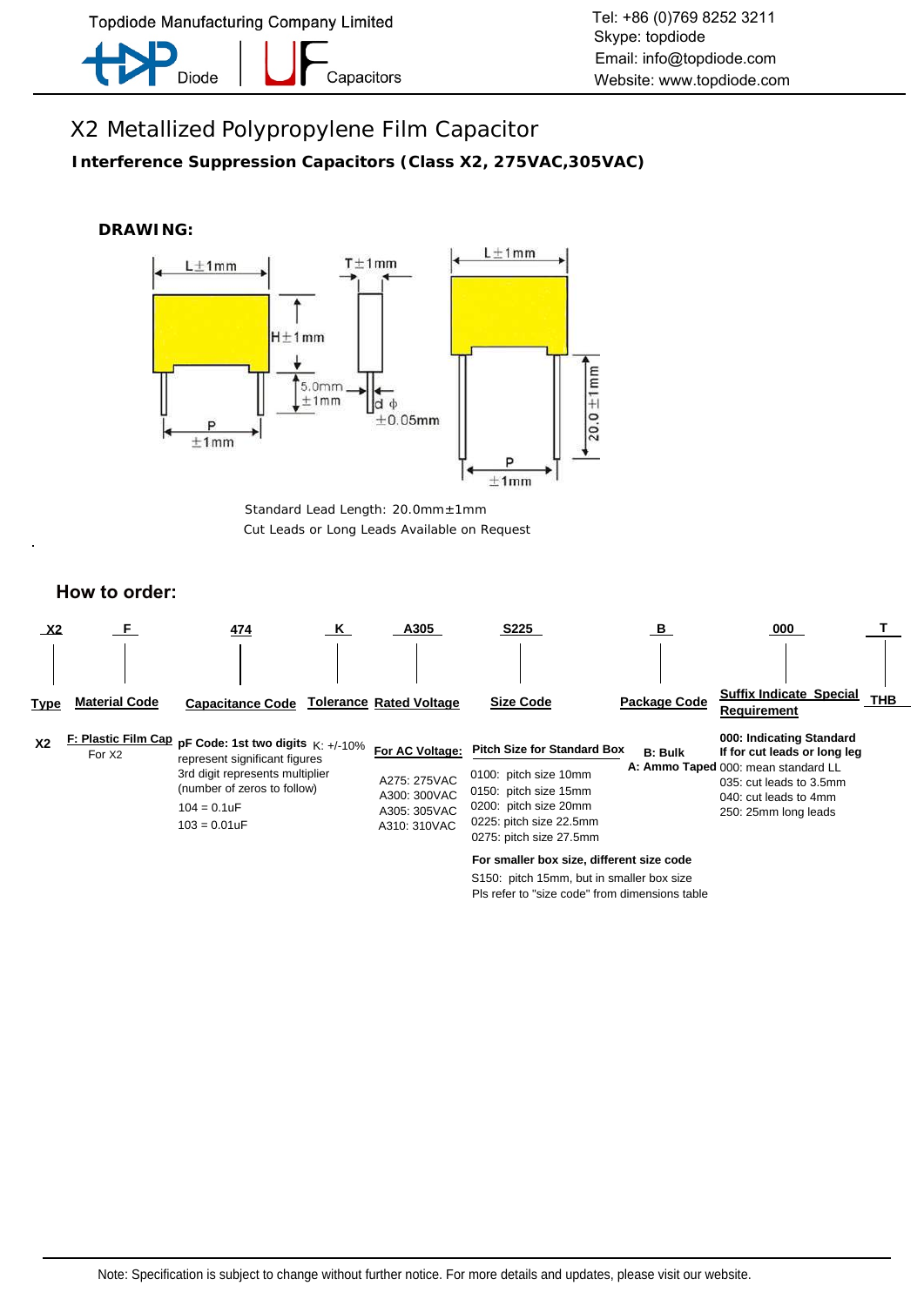Topdiode Manufacturing Company Limited

Diode | Capacitors

Tel: +86 (0)769 8252 3211
Skype: topdiode
Email: info@topdiode.com
Website: www.topdiode.com

# X2 Metallized Polypropylene Film Capacitor

**Interference Suppression Capacitors (Class X2, 275VAC,305VAC)**

**DRAWING:**

L±1mm
T±1mm
L±1mm
H±1mm
5.0mm ±1mm
d ϕ ±0.05mm
20.0±1mm
P ±1mm
P ±1mm

Standard Lead Length: 20.0mm±1mm
Cut Leads or Long Leads Available on Request

## How to order:

| X2 | F | 474 | K | A305 | S225 | B | 000 | T |
|---|---|---|---|---|---|---|---|---|
| **Type** | **Material Code** | **Capacitance Code** | **Tolerance** | **Rated Voltage** | **Size Code** | **Package Code** | **Suffix Indicate Special Requirement** | **THB** |
| **X2** | **F: Plastic Film Cap** For X2 | **pF Code: 1st two digits** represent significant figures 3rd digit represents multiplier (number of zeros to follow) 104 = 0.1uF 103 = 0.01uF | K: +/-10% | **For AC Voltage:** A275: 275VAC A300: 300VAC A305: 305VAC A310: 310VAC | **Pitch Size for Standard Box** 0100: pitch size 10mm 0150: pitch size 15mm 0200: pitch size 20mm 0225: pitch size 22.5mm 0275: pitch size 27.5mm **For smaller box size, different size code** S150: pitch 15mm, but in smaller box size Pls refer to "size code" from dimensions table | **B: Bulk** **A: Ammo Taped** | **000: Indicating Standard** **If for cut leads or long leg** 000: mean standard LL 035: cut leads to 3.5mm 040: cut leads to 4mm 250: 25mm long leads | |

Note: Specification is subject to change without further notice. For more details and updates, please visit our website.